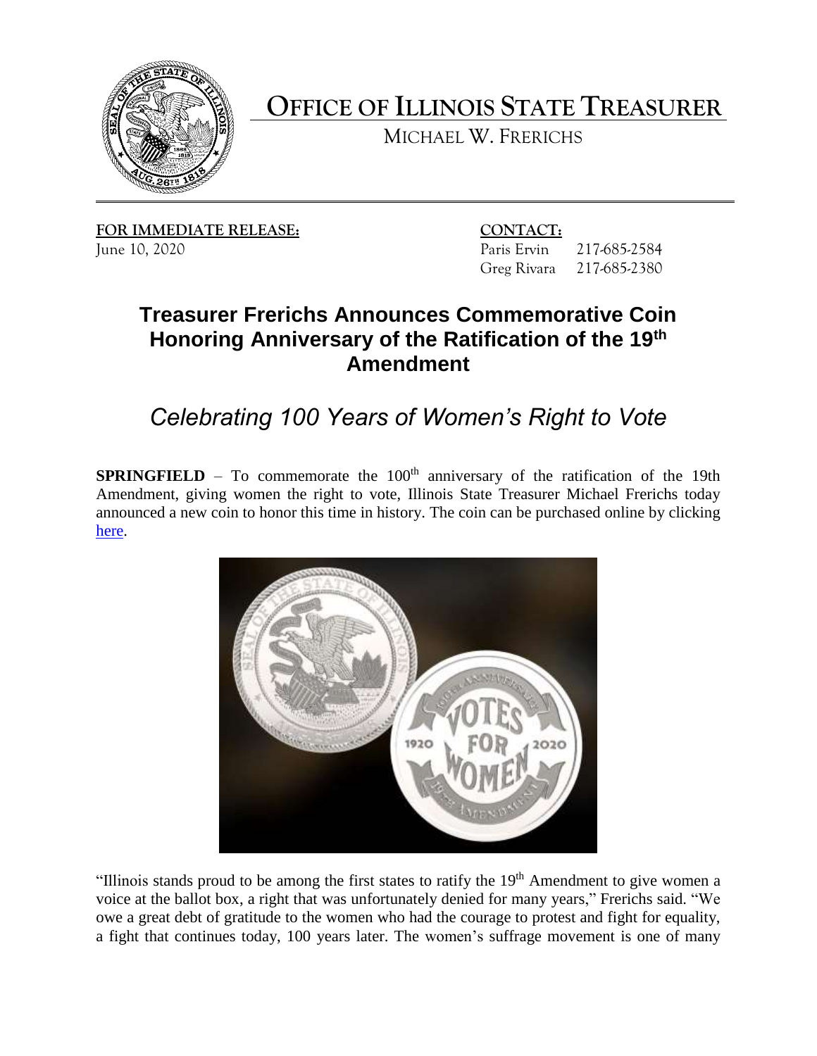# OFFICE OF ILLINOIS STATE TREASURER

MICHAEL W. FRERICHS

**FOR IMMEDIATE RELEASE:**
June 10, 2020

**CONTACT:**
Paris Ervin 217-685-2584
Greg Rivara 217-685-2380

## Treasurer Frerichs Announces Commemorative Coin Honoring Anniversary of the Ratification of the 19th Amendment

### *Celebrating 100 Years of Women's Right to Vote*

**SPRINGFIELD** – To commemorate the 100th anniversary of the ratification of the 19th Amendment, giving women the right to vote, Illinois State Treasurer Michael Frerichs today announced a new coin to honor this time in history. The coin can be purchased online by clicking here.

"Illinois stands proud to be among the first states to ratify the 19th Amendment to give women a voice at the ballot box, a right that was unfortunately denied for many years," Frerichs said. "We owe a great debt of gratitude to the women who had the courage to protest and fight for equality, a fight that continues today, 100 years later. The women's suffrage movement is one of many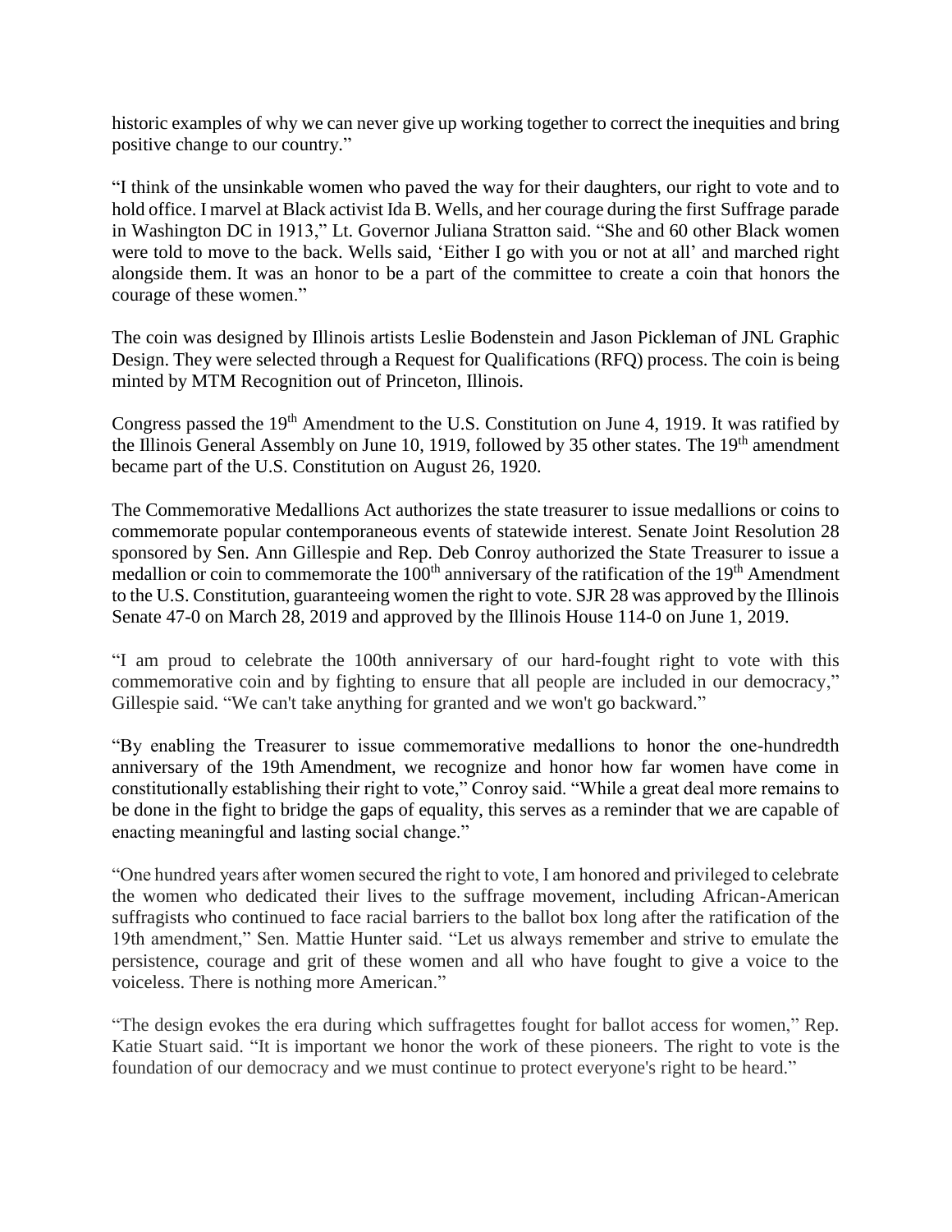historic examples of why we can never give up working together to correct the inequities and bring positive change to our country."

"I think of the unsinkable women who paved the way for their daughters, our right to vote and to hold office. I marvel at Black activist Ida B. Wells, and her courage during the first Suffrage parade in Washington DC in 1913," Lt. Governor Juliana Stratton said. "She and 60 other Black women were told to move to the back. Wells said, 'Either I go with you or not at all' and marched right alongside them. It was an honor to be a part of the committee to create a coin that honors the courage of these women."

The coin was designed by Illinois artists Leslie Bodenstein and Jason Pickleman of JNL Graphic Design. They were selected through a Request for Qualifications (RFQ) process. The coin is being minted by MTM Recognition out of Princeton, Illinois.

Congress passed the 19th Amendment to the U.S. Constitution on June 4, 1919. It was ratified by the Illinois General Assembly on June 10, 1919, followed by 35 other states. The 19th amendment became part of the U.S. Constitution on August 26, 1920.

The Commemorative Medallions Act authorizes the state treasurer to issue medallions or coins to commemorate popular contemporaneous events of statewide interest. Senate Joint Resolution 28 sponsored by Sen. Ann Gillespie and Rep. Deb Conroy authorized the State Treasurer to issue a medallion or coin to commemorate the 100th anniversary of the ratification of the 19th Amendment to the U.S. Constitution, guaranteeing women the right to vote. SJR 28 was approved by the Illinois Senate 47-0 on March 28, 2019 and approved by the Illinois House 114-0 on June 1, 2019.

"I am proud to celebrate the 100th anniversary of our hard-fought right to vote with this commemorative coin and by fighting to ensure that all people are included in our democracy," Gillespie said. "We can't take anything for granted and we won't go backward."

"By enabling the Treasurer to issue commemorative medallions to honor the one-hundredth anniversary of the 19th Amendment, we recognize and honor how far women have come in constitutionally establishing their right to vote," Conroy said. "While a great deal more remains to be done in the fight to bridge the gaps of equality, this serves as a reminder that we are capable of enacting meaningful and lasting social change."

"One hundred years after women secured the right to vote, I am honored and privileged to celebrate the women who dedicated their lives to the suffrage movement, including African-American suffragists who continued to face racial barriers to the ballot box long after the ratification of the 19th amendment," Sen. Mattie Hunter said. "Let us always remember and strive to emulate the persistence, courage and grit of these women and all who have fought to give a voice to the voiceless. There is nothing more American."

"The design evokes the era during which suffragettes fought for ballot access for women," Rep. Katie Stuart said. "It is important we honor the work of these pioneers. The right to vote is the foundation of our democracy and we must continue to protect everyone's right to be heard."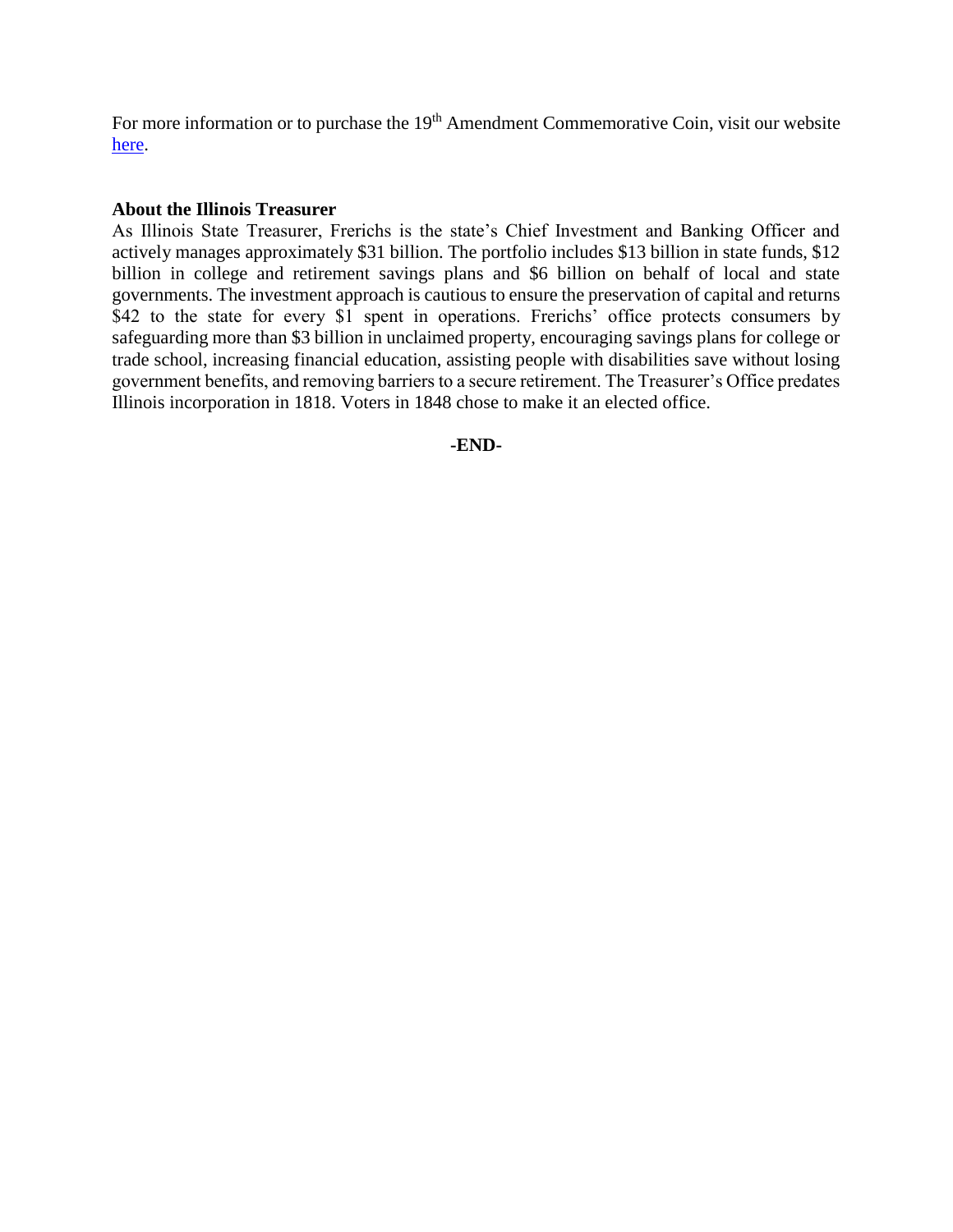For more information or to purchase the 19th Amendment Commemorative Coin, visit our website here.

**About the Illinois Treasurer**

As Illinois State Treasurer, Frerichs is the state's Chief Investment and Banking Officer and actively manages approximately $31 billion. The portfolio includes $13 billion in state funds, $12 billion in college and retirement savings plans and $6 billion on behalf of local and state governments. The investment approach is cautious to ensure the preservation of capital and returns $42 to the state for every $1 spent in operations. Frerichs' office protects consumers by safeguarding more than $3 billion in unclaimed property, encouraging savings plans for college or trade school, increasing financial education, assisting people with disabilities save without losing government benefits, and removing barriers to a secure retirement. The Treasurer's Office predates Illinois incorporation in 1818. Voters in 1848 chose to make it an elected office.

**-END-**